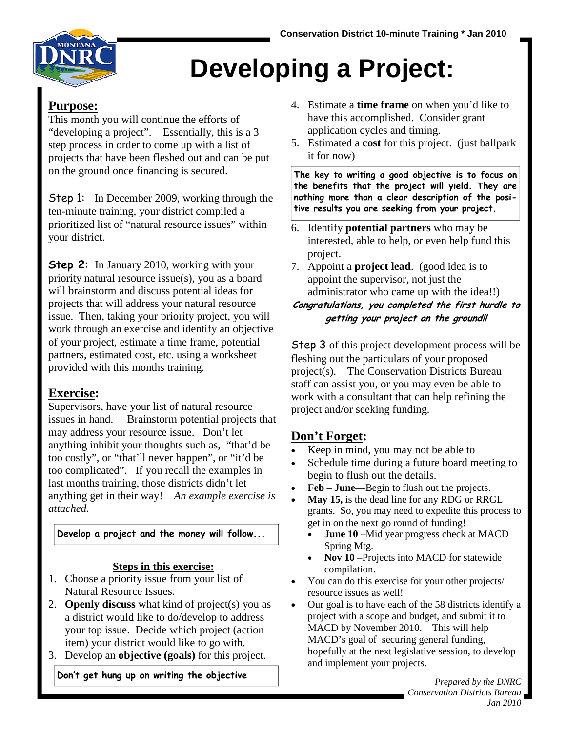Conservation District 10-minute Training * Jan 2010

# Developing a Project:

## Purpose:

This month you will continue the efforts of "developing a project". Essentially, this is a 3 step process in order to come up with a list of projects that have been fleshed out and can be put on the ground once financing is secured.

Step 1: In December 2009, working through the ten-minute training, your district compiled a prioritized list of "natural resource issues" within your district.

**Step 2**: In January 2010, working with your priority natural resource issue(s), you as a board will brainstorm and discuss potential ideas for projects that will address your natural resource issue. Then, taking your priority project, you will work through an exercise and identify an objective of your project, estimate a time frame, potential partners, estimated cost, etc. using a worksheet provided with this months training.

## Exercise:

Supervisors, have your list of natural resource issues in hand. Brainstorm potential projects that may address your resource issue. Don't let anything inhibit your thoughts such as, "that'd be too costly", or "that'll never happen", or "it'd be too complicated". If you recall the examples in last months training, those districts didn't let anything get in their way! *An example exercise is attached.*

> Develop a project and the money will follow...

### Steps in this exercise:

1. Choose a priority issue from your list of Natural Resource Issues.
2. **Openly discuss** what kind of project(s) you as a district would like to do/develop to address your top issue. Decide which project (action item) your district would like to go with.
3. Develop an **objective (goals)** for this project.

> Don't get hung up on writing the objective

4. Estimate a **time frame** on when you'd like to have this accomplished. Consider grant application cycles and timing.
5. Estimated a **cost** for this project. (just ballpark it for now)

> **The key to writing a good objective is to focus on the benefits that the project will yield. They are nothing more than a clear description of the positive results you are seeking from your project.**

6. Identify **potential partners** who may be interested, able to help, or even help fund this project.
7. Appoint a **project lead**. (good idea is to appoint the supervisor, not just the administrator who came up with the idea!!)

***Congratulations, you completed the first hurdle to getting your project on the ground!!***

Step 3 of this project development process will be fleshing out the particulars of your proposed project(s). The Conservation Districts Bureau staff can assist you, or you may even be able to work with a consultant that can help refining the project and/or seeking funding.

## Don't Forget:

- Keep in mind, you may not be able to
- Schedule time during a future board meeting to begin to flush out the details.
- **Feb – June—**Begin to flush out the projects.
- **May 15,** is the dead line for any RDG or RRGL grants. So, you may need to expedite this process to get in on the next go round of funding!
  - **June 10** –Mid year progress check at MACD Spring Mtg.
  - **Nov 10** –Projects into MACD for statewide compilation.
- You can do this exercise for your other projects/ resource issues as well!
- Our goal is to have each of the 58 districts identify a project with a scope and budget, and submit it to MACD by November 2010. This will help MACD's goal of securing general funding, hopefully at the next legislative session, to develop and implement your projects.

*Prepared by the DNRC Conservation Districts Bureau Jan 2010*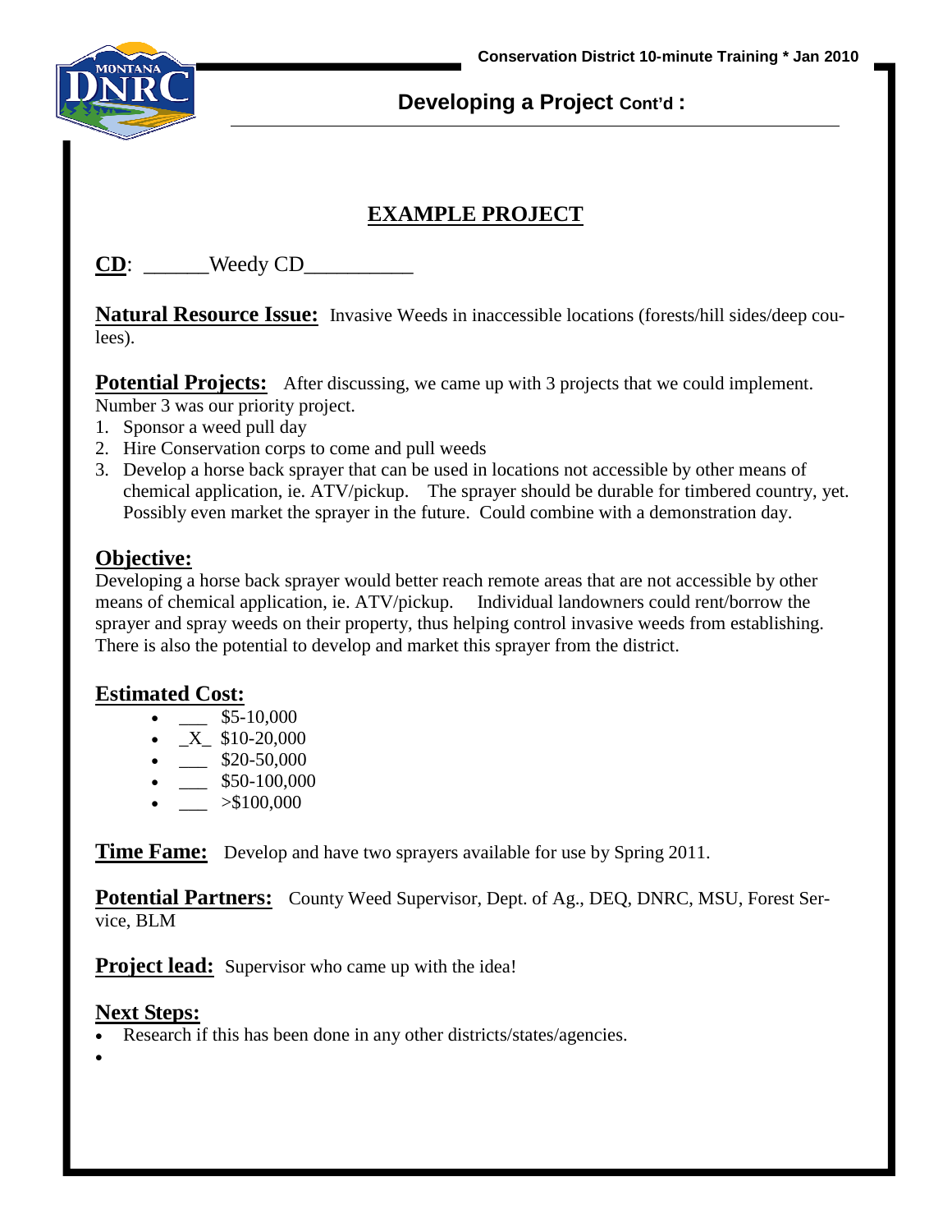## Developing a Project Cont'd :

# EXAMPLE PROJECT

**CD**: ______Weedy CD__________

**Natural Resource Issue:** Invasive Weeds in inaccessible locations (forests/hill sides/deep coulees).

**Potential Projects:** After discussing, we came up with 3 projects that we could implement. Number 3 was our priority project.

1. Sponsor a weed pull day
2. Hire Conservation corps to come and pull weeds
3. Develop a horse back sprayer that can be used in locations not accessible by other means of chemical application, ie. ATV/pickup. The sprayer should be durable for timbered country, yet. Possibly even market the sprayer in the future. Could combine with a demonstration day.

**Objective:**

Developing a horse back sprayer would better reach remote areas that are not accessible by other means of chemical application, ie. ATV/pickup. Individual landowners could rent/borrow the sprayer and spray weeds on their property, thus helping control invasive weeds from establishing. There is also the potential to develop and market this sprayer from the district.

**Estimated Cost:**

- ___ $5-10,000
- _X_ $10-20,000
- ___ $20-50,000
- ___ $50-100,000
- ___ >$100,000

**Time Fame:** Develop and have two sprayers available for use by Spring 2011.

**Potential Partners:** County Weed Supervisor, Dept. of Ag., DEQ, DNRC, MSU, Forest Service, BLM

**Project lead:** Supervisor who came up with the idea!

**Next Steps:**

- Research if this has been done in any other districts/states/agencies.
-